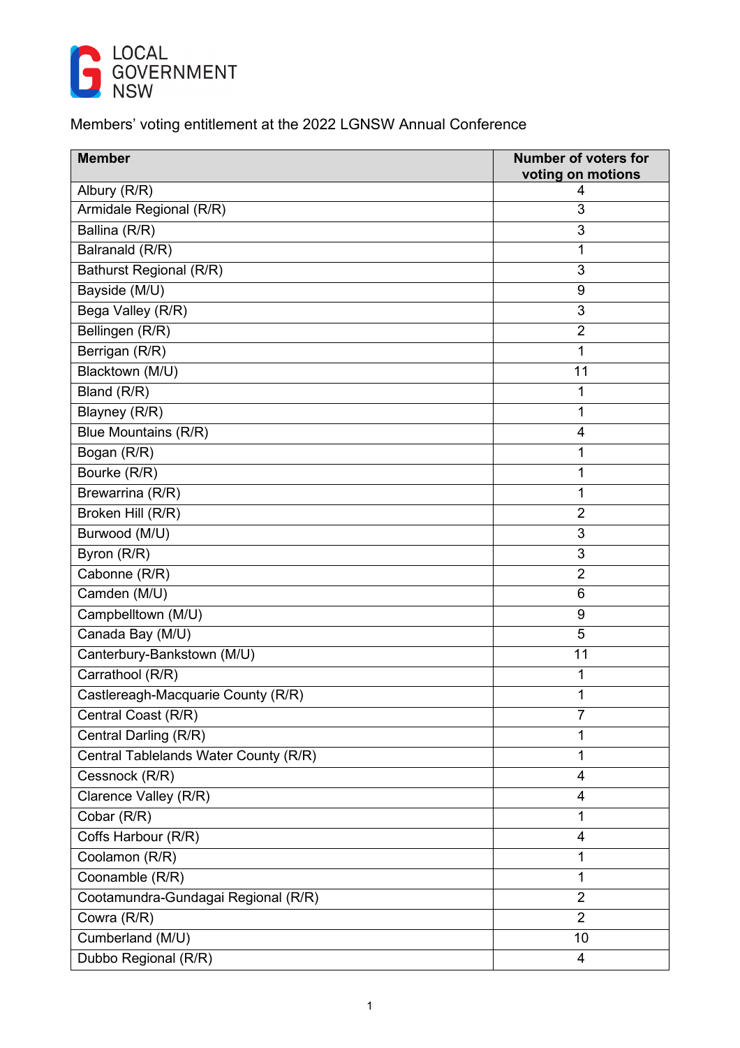LOCAL GOVERNMENT NSW

Members' voting entitlement at the 2022 LGNSW Annual Conference

| Member | Number of voters for voting on motions |
|---|---|
| Albury (R/R) | 4 |
| Armidale Regional (R/R) | 3 |
| Ballina (R/R) | 3 |
| Balranald (R/R) | 1 |
| Bathurst Regional (R/R) | 3 |
| Bayside (M/U) | 9 |
| Bega Valley (R/R) | 3 |
| Bellingen (R/R) | 2 |
| Berrigan (R/R) | 1 |
| Blacktown (M/U) | 11 |
| Bland (R/R) | 1 |
| Blayney (R/R) | 1 |
| Blue Mountains (R/R) | 4 |
| Bogan (R/R) | 1 |
| Bourke (R/R) | 1 |
| Brewarrina (R/R) | 1 |
| Broken Hill (R/R) | 2 |
| Burwood (M/U) | 3 |
| Byron (R/R) | 3 |
| Cabonne (R/R) | 2 |
| Camden (M/U) | 6 |
| Campbelltown (M/U) | 9 |
| Canada Bay (M/U) | 5 |
| Canterbury-Bankstown (M/U) | 11 |
| Carrathool (R/R) | 1 |
| Castlereagh-Macquarie County (R/R) | 1 |
| Central Coast (R/R) | 7 |
| Central Darling (R/R) | 1 |
| Central Tablelands Water County (R/R) | 1 |
| Cessnock (R/R) | 4 |
| Clarence Valley (R/R) | 4 |
| Cobar (R/R) | 1 |
| Coffs Harbour (R/R) | 4 |
| Coolamon (R/R) | 1 |
| Coonamble (R/R) | 1 |
| Cootamundra-Gundagai Regional (R/R) | 2 |
| Cowra (R/R) | 2 |
| Cumberland (M/U) | 10 |
| Dubbo Regional (R/R) | 4 |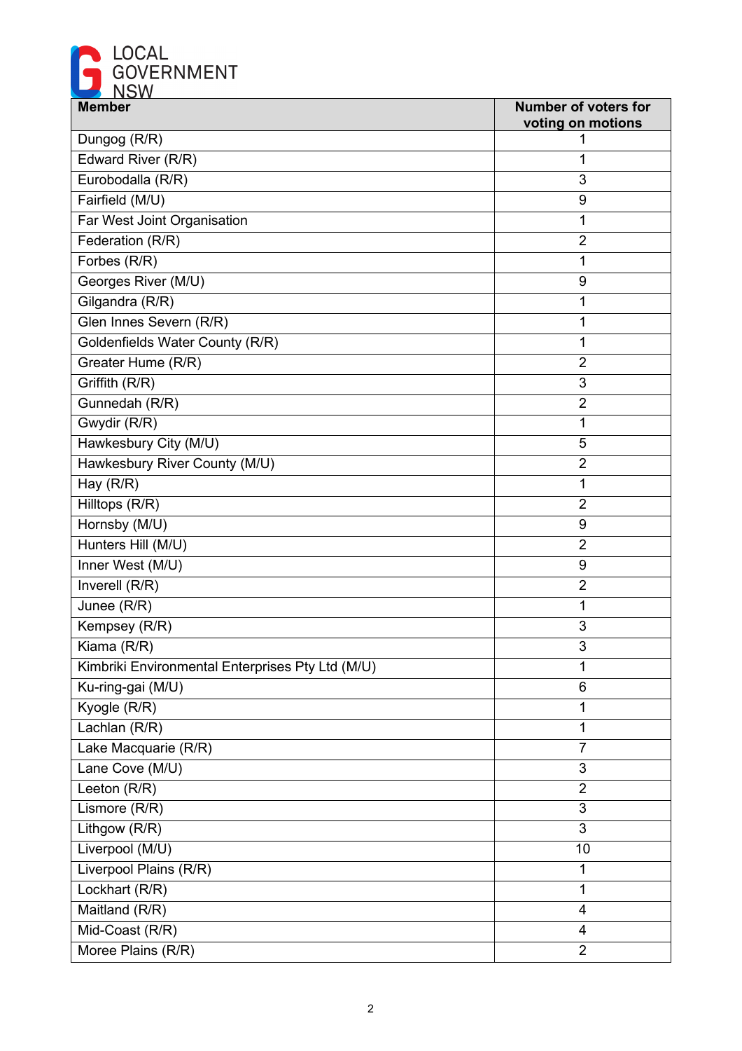| Member | Number of voters for voting on motions |
|---|---|
| Dungog (R/R) | 1 |
| Edward River (R/R) | 1 |
| Eurobodalla (R/R) | 3 |
| Fairfield (M/U) | 9 |
| Far West Joint Organisation | 1 |
| Federation (R/R) | 2 |
| Forbes (R/R) | 1 |
| Georges River (M/U) | 9 |
| Gilgandra (R/R) | 1 |
| Glen Innes Severn (R/R) | 1 |
| Goldenfields Water County (R/R) | 1 |
| Greater Hume (R/R) | 2 |
| Griffith (R/R) | 3 |
| Gunnedah (R/R) | 2 |
| Gwydir (R/R) | 1 |
| Hawkesbury City (M/U) | 5 |
| Hawkesbury River County (M/U) | 2 |
| Hay (R/R) | 1 |
| Hilltops (R/R) | 2 |
| Hornsby (M/U) | 9 |
| Hunters Hill (M/U) | 2 |
| Inner West (M/U) | 9 |
| Inverell (R/R) | 2 |
| Junee (R/R) | 1 |
| Kempsey (R/R) | 3 |
| Kiama (R/R) | 3 |
| Kimbriki Environmental Enterprises Pty Ltd (M/U) | 1 |
| Ku-ring-gai (M/U) | 6 |
| Kyogle (R/R) | 1 |
| Lachlan (R/R) | 1 |
| Lake Macquarie (R/R) | 7 |
| Lane Cove (M/U) | 3 |
| Leeton (R/R) | 2 |
| Lismore (R/R) | 3 |
| Lithgow (R/R) | 3 |
| Liverpool (M/U) | 10 |
| Liverpool Plains (R/R) | 1 |
| Lockhart (R/R) | 1 |
| Maitland (R/R) | 4 |
| Mid-Coast (R/R) | 4 |
| Moree Plains (R/R) | 2 |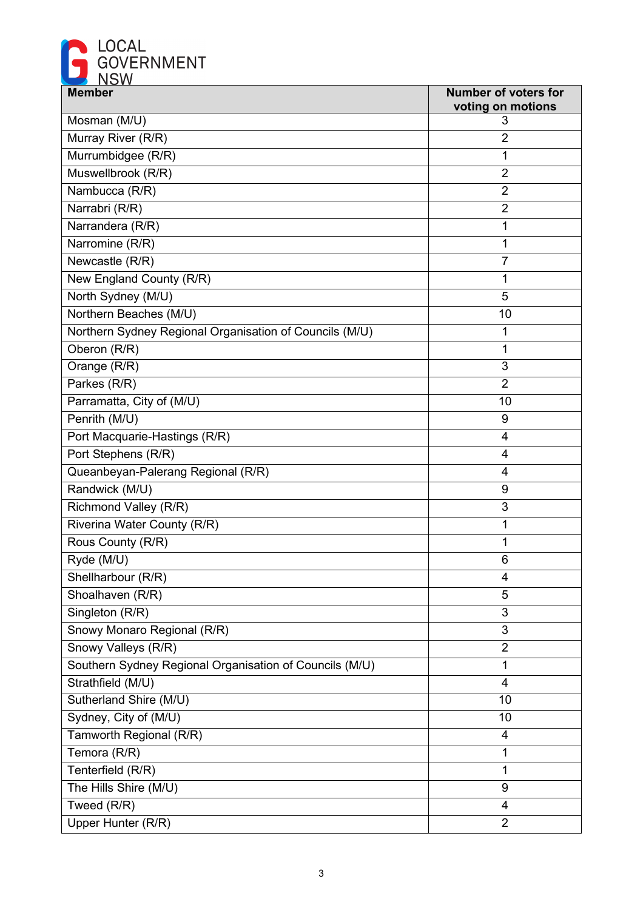| Member | Number of voters for voting on motions |
| --- | --- |
| Mosman (M/U) | 3 |
| Murray River (R/R) | 2 |
| Murrumbidgee (R/R) | 1 |
| Muswellbrook (R/R) | 2 |
| Nambucca (R/R) | 2 |
| Narrabri (R/R) | 2 |
| Narrandera (R/R) | 1 |
| Narromine (R/R) | 1 |
| Newcastle (R/R) | 7 |
| New England County (R/R) | 1 |
| North Sydney (M/U) | 5 |
| Northern Beaches (M/U) | 10 |
| Northern Sydney Regional Organisation of Councils (M/U) | 1 |
| Oberon (R/R) | 1 |
| Orange (R/R) | 3 |
| Parkes (R/R) | 2 |
| Parramatta, City of (M/U) | 10 |
| Penrith (M/U) | 9 |
| Port Macquarie-Hastings (R/R) | 4 |
| Port Stephens (R/R) | 4 |
| Queanbeyan-Palerang Regional (R/R) | 4 |
| Randwick (M/U) | 9 |
| Richmond Valley (R/R) | 3 |
| Riverina Water County (R/R) | 1 |
| Rous County (R/R) | 1 |
| Ryde (M/U) | 6 |
| Shellharbour (R/R) | 4 |
| Shoalhaven (R/R) | 5 |
| Singleton (R/R) | 3 |
| Snowy Monaro Regional (R/R) | 3 |
| Snowy Valleys (R/R) | 2 |
| Southern Sydney Regional Organisation of Councils (M/U) | 1 |
| Strathfield (M/U) | 4 |
| Sutherland Shire (M/U) | 10 |
| Sydney, City of (M/U) | 10 |
| Tamworth Regional (R/R) | 4 |
| Temora (R/R) | 1 |
| Tenterfield (R/R) | 1 |
| The Hills Shire (M/U) | 9 |
| Tweed (R/R) | 4 |
| Upper Hunter (R/R) | 2 |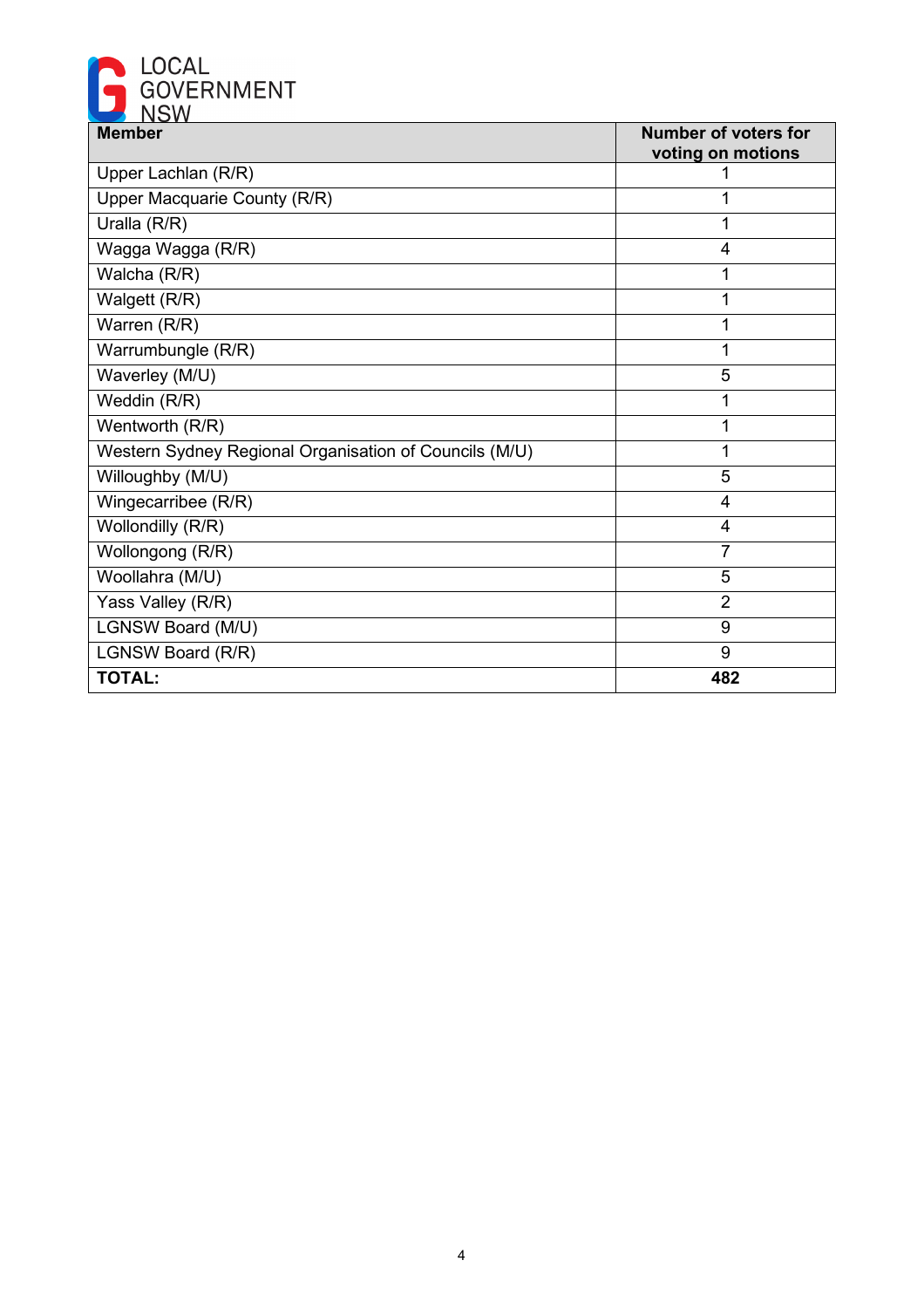| Member | Number of voters for voting on motions |
|---|---|
| Upper Lachlan (R/R) | 1 |
| Upper Macquarie County (R/R) | 1 |
| Uralla (R/R) | 1 |
| Wagga Wagga (R/R) | 4 |
| Walcha (R/R) | 1 |
| Walgett (R/R) | 1 |
| Warren (R/R) | 1 |
| Warrumbungle (R/R) | 1 |
| Waverley (M/U) | 5 |
| Weddin (R/R) | 1 |
| Wentworth (R/R) | 1 |
| Western Sydney Regional Organisation of Councils (M/U) | 1 |
| Willoughby (M/U) | 5 |
| Wingecarribee (R/R) | 4 |
| Wollondilly (R/R) | 4 |
| Wollongong (R/R) | 7 |
| Woollahra (M/U) | 5 |
| Yass Valley (R/R) | 2 |
| LGNSW Board (M/U) | 9 |
| LGNSW Board (R/R) | 9 |
| **TOTAL:** | **482** |